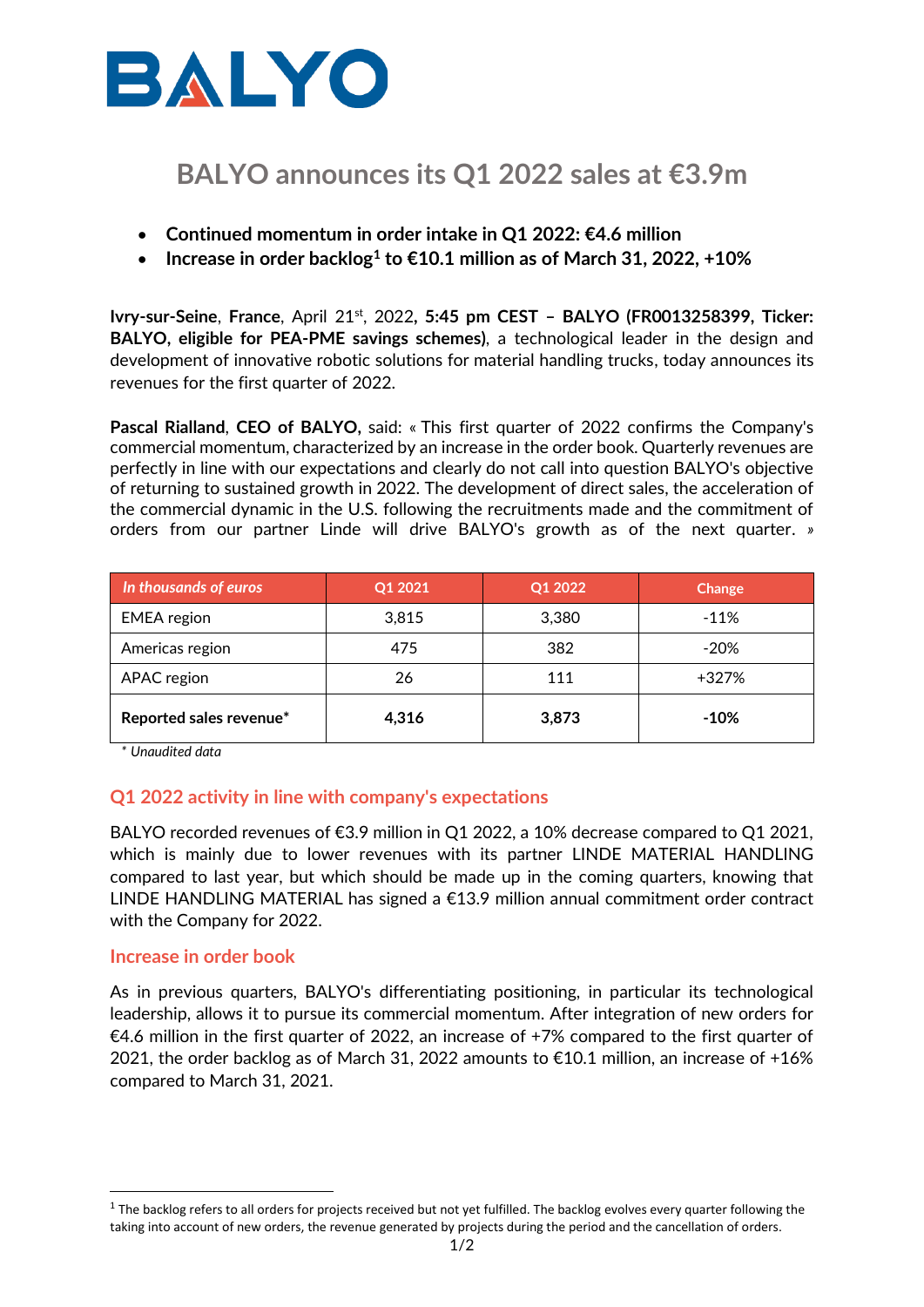BALYO

# BALYO announces its Q1 2022 sales at €3.9m

- **Continued momentum in order intake in Q1 2022: €4.6 million**
- **Increase in order backlog[1] to €10.1 million as of March 31, 2022, +10%**

**Ivry-sur-Seine**, **France**, April 21st, 2022**, 5:45 pm CEST – BALYO (FR0013258399, Ticker: BALYO, eligible for PEA-PME savings schemes)**, a technological leader in the design and development of innovative robotic solutions for material handling trucks, today announces its revenues for the first quarter of 2022.

**Pascal Rialland**, **CEO of BALYO,** said: « This first quarter of 2022 confirms the Company's commercial momentum, characterized by an increase in the order book. Quarterly revenues are perfectly in line with our expectations and clearly do not call into question BALYO's objective of returning to sustained growth in 2022. The development of direct sales, the acceleration of the commercial dynamic in the U.S. following the recruitments made and the commitment of orders from our partner Linde will drive BALYO's growth as of the next quarter. »

| *In thousands of euros* | Q1 2021 | Q1 2022 | Change |
|---|---|---|---|
| EMEA region | 3,815 | 3,380 | -11% |
| Americas region | 475 | 382 | -20% |
| APAC region | 26 | 111 | +327% |
| **Reported sales revenue*** | **4,316** | **3,873** | **-10%** |

*\* Unaudited data*

## Q1 2022 activity in line with company's expectations

BALYO recorded revenues of €3.9 million in Q1 2022, a 10% decrease compared to Q1 2021, which is mainly due to lower revenues with its partner LINDE MATERIAL HANDLING compared to last year, but which should be made up in the coming quarters, knowing that LINDE HANDLING MATERIAL has signed a €13.9 million annual commitment order contract with the Company for 2022.

## Increase in order book

As in previous quarters, BALYO's differentiating positioning, in particular its technological leadership, allows it to pursue its commercial momentum. After integration of new orders for €4.6 million in the first quarter of 2022, an increase of +7% compared to the first quarter of 2021, the order backlog as of March 31, 2022 amounts to €10.1 million, an increase of +16% compared to March 31, 2021.

[1] The backlog refers to all orders for projects received but not yet fulfilled. The backlog evolves every quarter following the taking into account of new orders, the revenue generated by projects during the period and the cancellation of orders.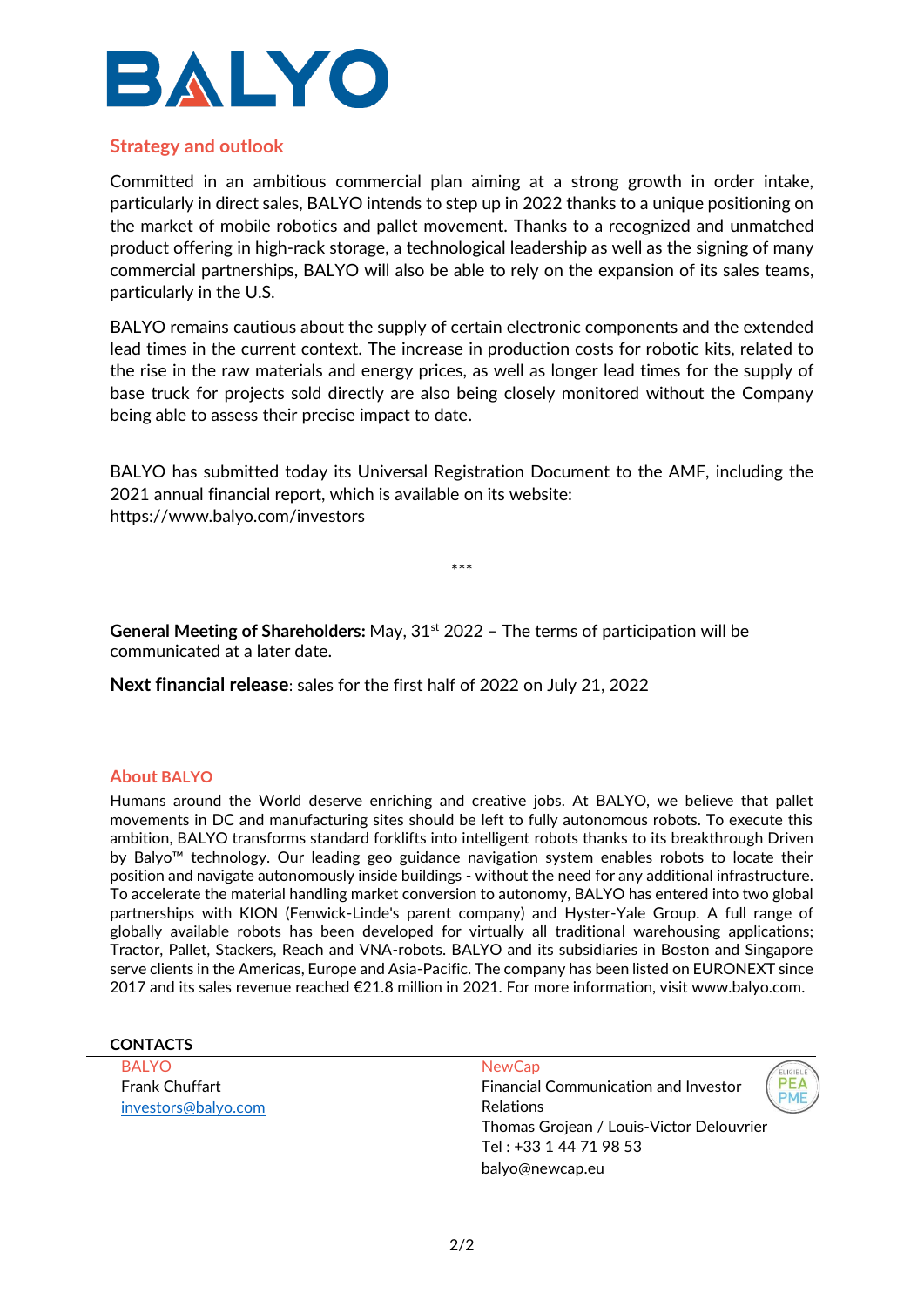## Strategy and outlook

Committed in an ambitious commercial plan aiming at a strong growth in order intake, particularly in direct sales, BALYO intends to step up in 2022 thanks to a unique positioning on the market of mobile robotics and pallet movement. Thanks to a recognized and unmatched product offering in high-rack storage, a technological leadership as well as the signing of many commercial partnerships, BALYO will also be able to rely on the expansion of its sales teams, particularly in the U.S.

BALYO remains cautious about the supply of certain electronic components and the extended lead times in the current context. The increase in production costs for robotic kits, related to the rise in the raw materials and energy prices, as well as longer lead times for the supply of base truck for projects sold directly are also being closely monitored without the Company being able to assess their precise impact to date.

BALYO has submitted today its Universal Registration Document to the AMF, including the 2021 annual financial report, which is available on its website:
https://www.balyo.com/investors

***

**General Meeting of Shareholders:** May, 31st 2022 – The terms of participation will be communicated at a later date.

**Next financial release**: sales for the first half of 2022 on July 21, 2022

## About BALYO

Humans around the World deserve enriching and creative jobs. At BALYO, we believe that pallet movements in DC and manufacturing sites should be left to fully autonomous robots. To execute this ambition, BALYO transforms standard forklifts into intelligent robots thanks to its breakthrough Driven by Balyo™ technology. Our leading geo guidance navigation system enables robots to locate their position and navigate autonomously inside buildings - without the need for any additional infrastructure. To accelerate the material handling market conversion to autonomy, BALYO has entered into two global partnerships with KION (Fenwick-Linde's parent company) and Hyster-Yale Group. A full range of globally available robots has been developed for virtually all traditional warehousing applications; Tractor, Pallet, Stackers, Reach and VNA-robots. BALYO and its subsidiaries in Boston and Singapore serve clients in the Americas, Europe and Asia-Pacific. The company has been listed on EURONEXT since 2017 and its sales revenue reached €21.8 million in 2021. For more information, visit www.balyo.com.

**CONTACTS**

BALYO
Frank Chuffart
investors@balyo.com

NewCap
Financial Communication and Investor Relations
Thomas Grojean / Louis-Victor Delouvrier
Tel : +33 1 44 71 98 53
balyo@newcap.eu

ELIGIBLE PEA PME